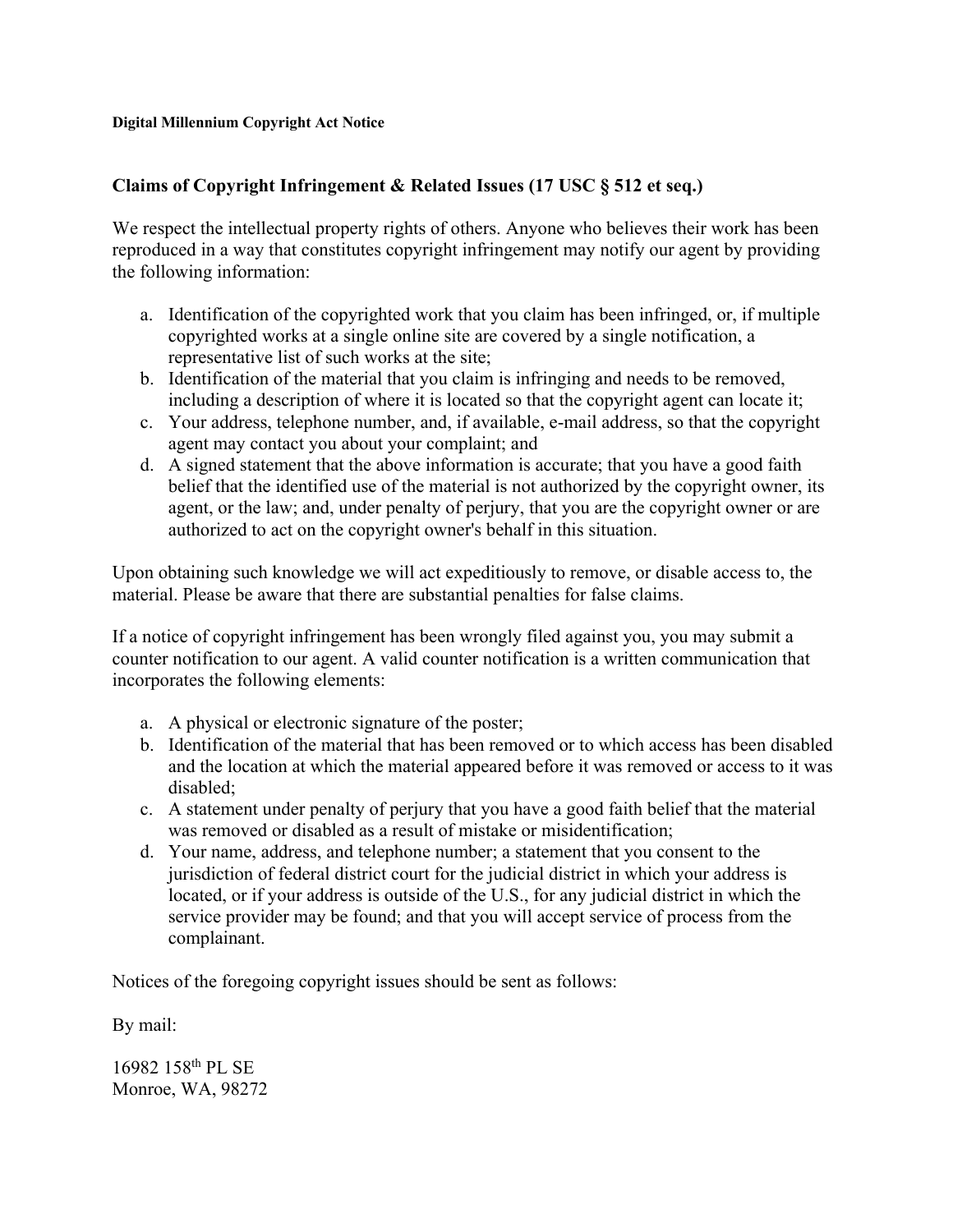**Digital Millennium Copyright Act Notice**

## Claims of Copyright Infringement & Related Issues (17 USC § 512 et seq.)

We respect the intellectual property rights of others. Anyone who believes their work has been reproduced in a way that constitutes copyright infringement may notify our agent by providing the following information:

a. Identification of the copyrighted work that you claim has been infringed, or, if multiple copyrighted works at a single online site are covered by a single notification, a representative list of such works at the site;
b. Identification of the material that you claim is infringing and needs to be removed, including a description of where it is located so that the copyright agent can locate it;
c. Your address, telephone number, and, if available, e-mail address, so that the copyright agent may contact you about your complaint; and
d. A signed statement that the above information is accurate; that you have a good faith belief that the identified use of the material is not authorized by the copyright owner, its agent, or the law; and, under penalty of perjury, that you are the copyright owner or are authorized to act on the copyright owner's behalf in this situation.

Upon obtaining such knowledge we will act expeditiously to remove, or disable access to, the material. Please be aware that there are substantial penalties for false claims.

If a notice of copyright infringement has been wrongly filed against you, you may submit a counter notification to our agent. A valid counter notification is a written communication that incorporates the following elements:

a. A physical or electronic signature of the poster;
b. Identification of the material that has been removed or to which access has been disabled and the location at which the material appeared before it was removed or access to it was disabled;
c. A statement under penalty of perjury that you have a good faith belief that the material was removed or disabled as a result of mistake or misidentification;
d. Your name, address, and telephone number; a statement that you consent to the jurisdiction of federal district court for the judicial district in which your address is located, or if your address is outside of the U.S., for any judicial district in which the service provider may be found; and that you will accept service of process from the complainant.

Notices of the foregoing copyright issues should be sent as follows:

By mail:

16982 158th PL SE
Monroe, WA, 98272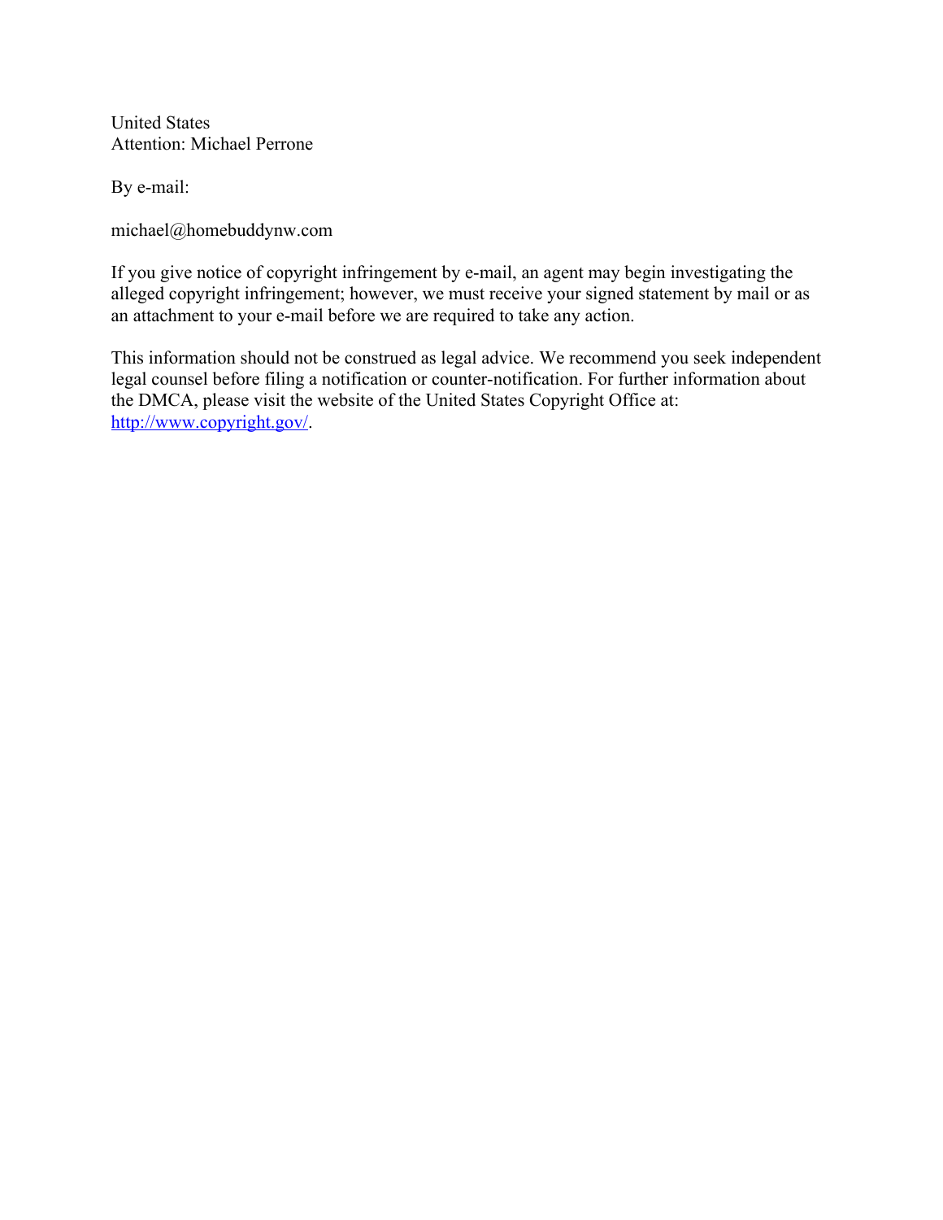United States
Attention: Michael Perrone

By e-mail:

michael@homebuddynw.com

If you give notice of copyright infringement by e-mail, an agent may begin investigating the alleged copyright infringement; however, we must receive your signed statement by mail or as an attachment to your e-mail before we are required to take any action.

This information should not be construed as legal advice. We recommend you seek independent legal counsel before filing a notification or counter-notification. For further information about the DMCA, please visit the website of the United States Copyright Office at: http://www.copyright.gov/.